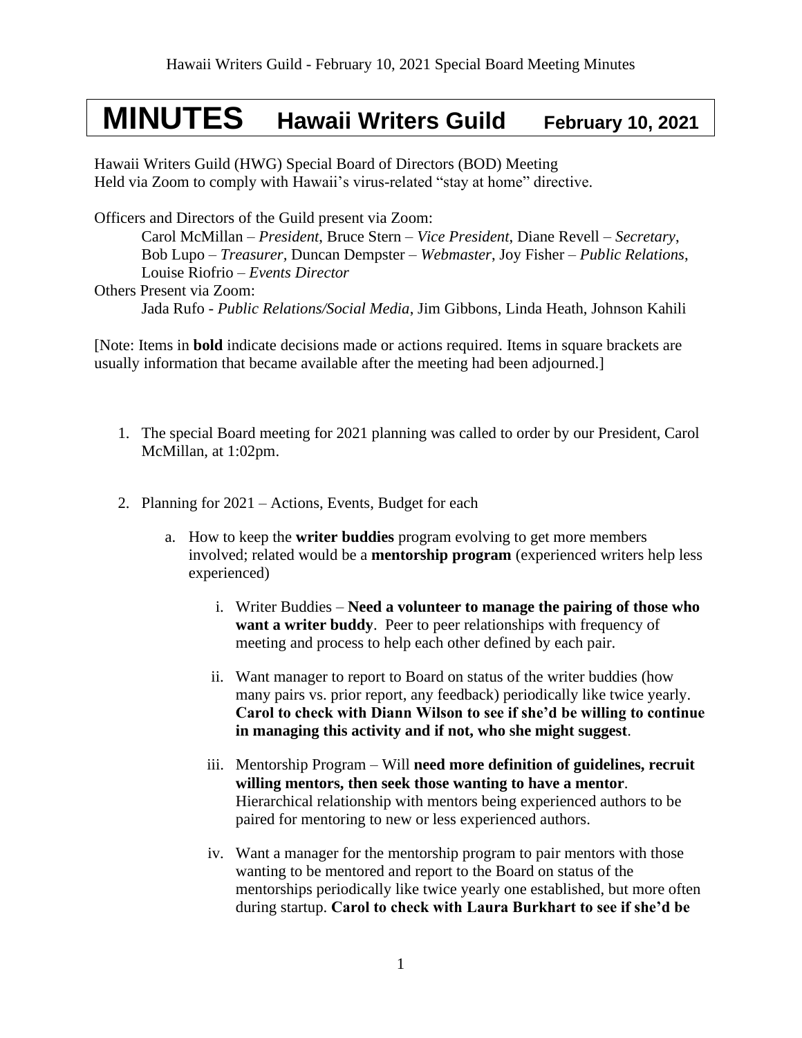# MINUTES Hawaii Writers Guild February 10, 2021

Hawaii Writers Guild (HWG) Special Board of Directors (BOD) Meeting
Held via Zoom to comply with Hawaii's virus-related "stay at home" directive.

Officers and Directors of the Guild present via Zoom:

> Carol McMillan – *President*, Bruce Stern – *Vice President*, Diane Revell – *Secretary*, Bob Lupo – *Treasurer*, Duncan Dempster – *Webmaster*, Joy Fisher – *Public Relations*, Louise Riofrio – *Events Director*

Others Present via Zoom:

> Jada Rufo - *Public Relations/Social Media*, Jim Gibbons, Linda Heath, Johnson Kahili

[Note: Items in **bold** indicate decisions made or actions required. Items in square brackets are usually information that became available after the meeting had been adjourned.]

1. The special Board meeting for 2021 planning was called to order by our President, Carol McMillan, at 1:02pm.

2. Planning for 2021 – Actions, Events, Budget for each

   a. How to keep the **writer buddies** program evolving to get more members involved; related would be a **mentorship program** (experienced writers help less experienced)

      i. Writer Buddies – **Need a volunteer to manage the pairing of those who want a writer buddy**. Peer to peer relationships with frequency of meeting and process to help each other defined by each pair.

      ii. Want manager to report to Board on status of the writer buddies (how many pairs vs. prior report, any feedback) periodically like twice yearly. **Carol to check with Diann Wilson to see if she'd be willing to continue in managing this activity and if not, who she might suggest**.

      iii. Mentorship Program – Will **need more definition of guidelines, recruit willing mentors, then seek those wanting to have a mentor**. Hierarchical relationship with mentors being experienced authors to be paired for mentoring to new or less experienced authors.

      iv. Want a manager for the mentorship program to pair mentors with those wanting to be mentored and report to the Board on status of the mentorships periodically like twice yearly one established, but more often during startup. **Carol to check with Laura Burkhart to see if she'd be**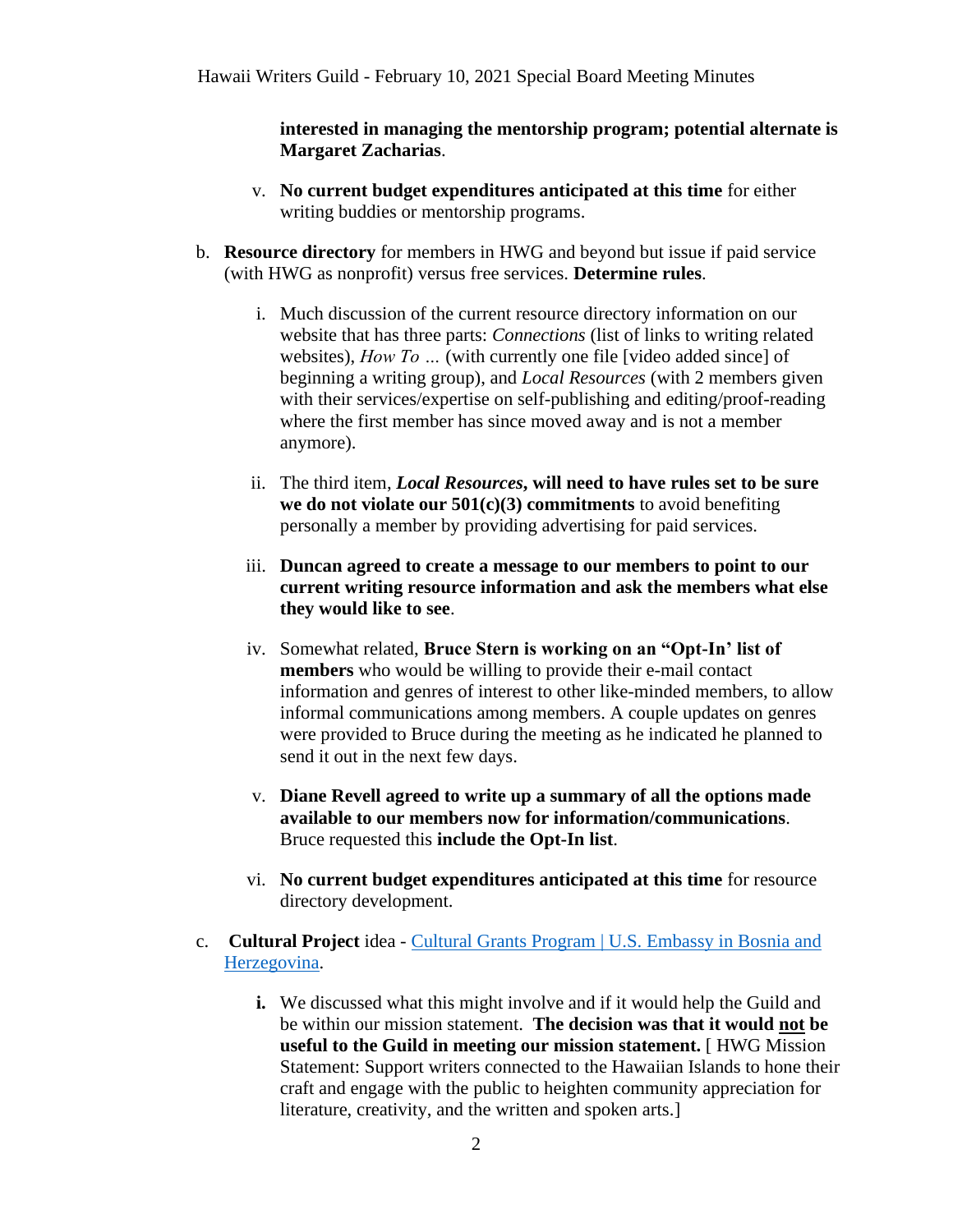**interested in managing the mentorship program; potential alternate is Margaret Zacharias**.

   v. **No current budget expenditures anticipated at this time** for either writing buddies or mentorship programs.

b. **Resource directory** for members in HWG and beyond but issue if paid service (with HWG as nonprofit) versus free services. **Determine rules**.

   i. Much discussion of the current resource directory information on our website that has three parts: *Connections* (list of links to writing related websites), *How To …* (with currently one file [video added since] of beginning a writing group), and *Local Resources* (with 2 members given with their services/expertise on self-publishing and editing/proof-reading where the first member has since moved away and is not a member anymore).

   ii. The third item, ***Local Resources*, will need to have rules set to be sure we do not violate our 501(c)(3) commitments** to avoid benefiting personally a member by providing advertising for paid services.

   iii. **Duncan agreed to create a message to our members to point to our current writing resource information and ask the members what else they would like to see**.

   iv. Somewhat related, **Bruce Stern is working on an "Opt-In' list of members** who would be willing to provide their e-mail contact information and genres of interest to other like-minded members, to allow informal communications among members. A couple updates on genres were provided to Bruce during the meeting as he indicated he planned to send it out in the next few days.

   v. **Diane Revell agreed to write up a summary of all the options made available to our members now for information/communications**. Bruce requested this **include the Opt-In list**.

   vi. **No current budget expenditures anticipated at this time** for resource directory development.

c. **Cultural Project** idea - [Cultural Grants Program | U.S. Embassy in Bosnia and Herzegovina](#).

   **i.** We discussed what this might involve and if it would help the Guild and be within our mission statement. **The decision was that it would <u>not</u> be useful to the Guild in meeting our mission statement.** [ HWG Mission Statement: Support writers connected to the Hawaiian Islands to hone their craft and engage with the public to heighten community appreciation for literature, creativity, and the written and spoken arts.]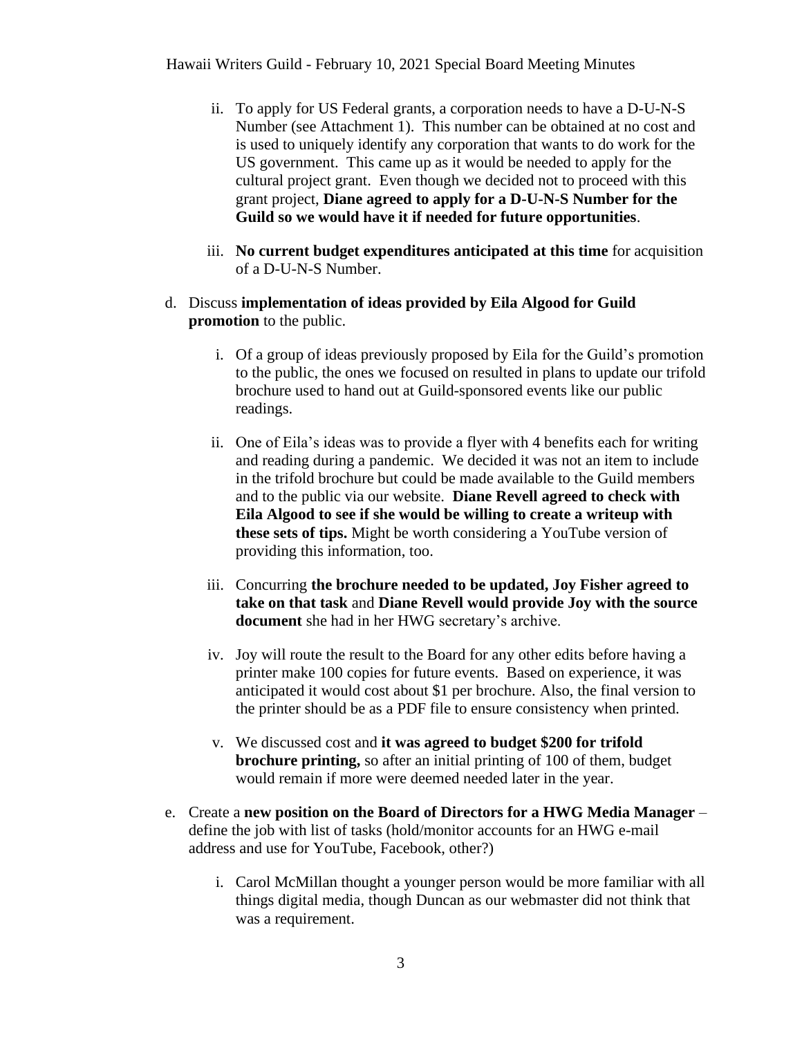ii. To apply for US Federal grants, a corporation needs to have a D-U-N-S Number (see Attachment 1). This number can be obtained at no cost and is used to uniquely identify any corporation that wants to do work for the US government. This came up as it would be needed to apply for the cultural project grant. Even though we decided not to proceed with this grant project, **Diane agreed to apply for a D-U-N-S Number for the Guild so we would have it if needed for future opportunities**.

iii. **No current budget expenditures anticipated at this time** for acquisition of a D-U-N-S Number.

d. Discuss **implementation of ideas provided by Eila Algood for Guild promotion** to the public.

   i. Of a group of ideas previously proposed by Eila for the Guild's promotion to the public, the ones we focused on resulted in plans to update our trifold brochure used to hand out at Guild-sponsored events like our public readings.

   ii. One of Eila's ideas was to provide a flyer with 4 benefits each for writing and reading during a pandemic. We decided it was not an item to include in the trifold brochure but could be made available to the Guild members and to the public via our website. **Diane Revell agreed to check with Eila Algood to see if she would be willing to create a writeup with these sets of tips.** Might be worth considering a YouTube version of providing this information, too.

   iii. Concurring **the brochure needed to be updated, Joy Fisher agreed to take on that task** and **Diane Revell would provide Joy with the source document** she had in her HWG secretary's archive.

   iv. Joy will route the result to the Board for any other edits before having a printer make 100 copies for future events. Based on experience, it was anticipated it would cost about $1 per brochure. Also, the final version to the printer should be as a PDF file to ensure consistency when printed.

   v. We discussed cost and **it was agreed to budget $200 for trifold brochure printing,** so after an initial printing of 100 of them, budget would remain if more were deemed needed later in the year.

e. Create a **new position on the Board of Directors for a HWG Media Manager** – define the job with list of tasks (hold/monitor accounts for an HWG e-mail address and use for YouTube, Facebook, other?)

   i. Carol McMillan thought a younger person would be more familiar with all things digital media, though Duncan as our webmaster did not think that was a requirement.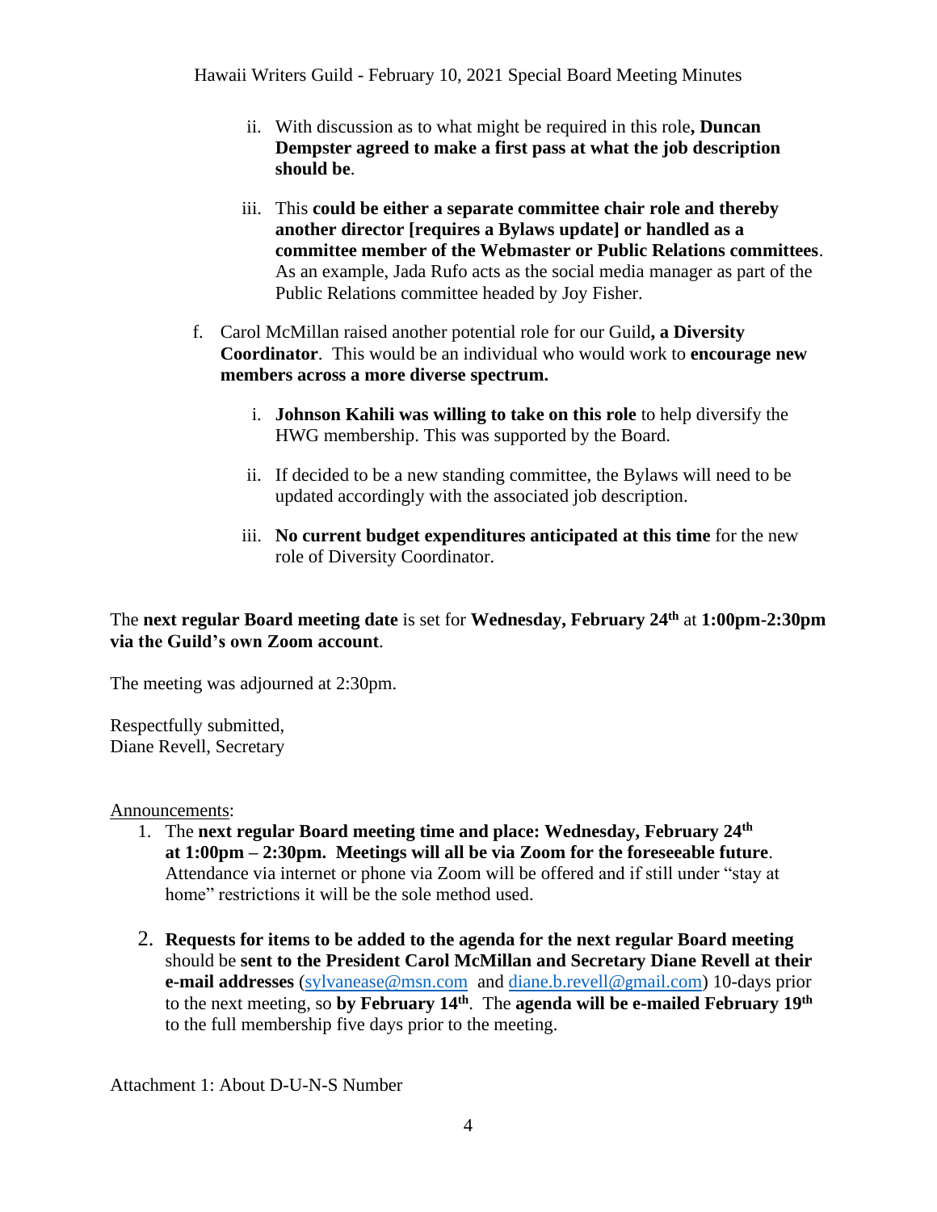ii. With discussion as to what might be required in this role**, Duncan Dempster agreed to make a first pass at what the job description should be**.

   iii. This **could be either a separate committee chair role and thereby another director [requires a Bylaws update] or handled as a committee member of the Webmaster or Public Relations committees**. As an example, Jada Rufo acts as the social media manager as part of the Public Relations committee headed by Joy Fisher.

f. Carol McMillan raised another potential role for our Guild**, a Diversity Coordinator**. This would be an individual who would work to **encourage new members across a more diverse spectrum.**

   i. **Johnson Kahili was willing to take on this role** to help diversify the HWG membership. This was supported by the Board.

   ii. If decided to be a new standing committee, the Bylaws will need to be updated accordingly with the associated job description.

   iii. **No current budget expenditures anticipated at this time** for the new role of Diversity Coordinator.

The **next regular Board meeting date** is set for **Wednesday, February 24th** at **1:00pm-2:30pm via the Guild's own Zoom account**.

The meeting was adjourned at 2:30pm.

Respectfully submitted,
Diane Revell, Secretary

Announcements:

1. The **next regular Board meeting time and place: Wednesday, February 24th at 1:00pm – 2:30pm. Meetings will all be via Zoom for the foreseeable future**. Attendance via internet or phone via Zoom will be offered and if still under "stay at home" restrictions it will be the sole method used.

2. **Requests for items to be added to the agenda for the next regular Board meeting** should be **sent to the President Carol McMillan and Secretary Diane Revell at their e-mail addresses** (sylvanease@msn.com and diane.b.revell@gmail.com) 10-days prior to the next meeting, so **by February 14th**. The **agenda will be e-mailed February 19th** to the full membership five days prior to the meeting.

Attachment 1: About D-U-N-S Number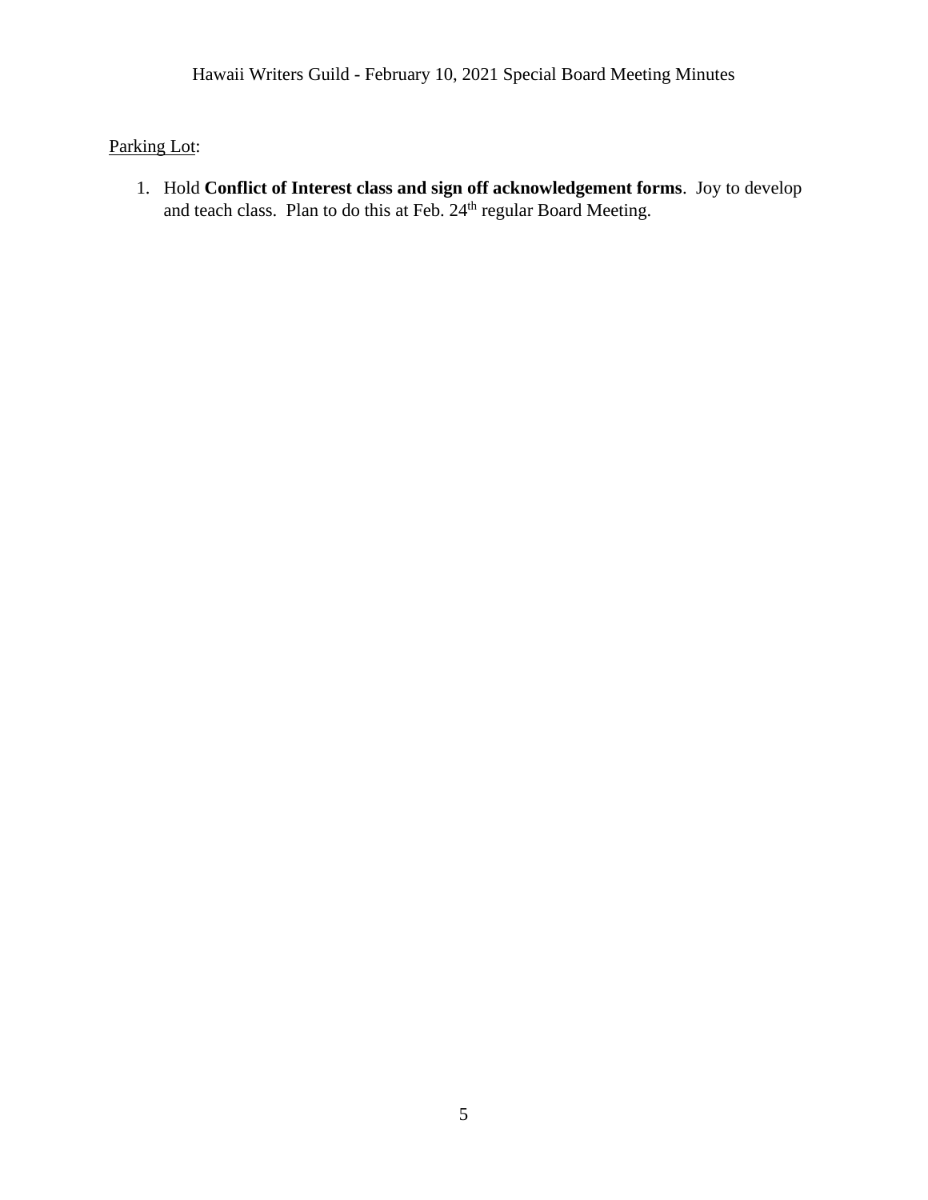Parking Lot:

1. Hold **Conflict of Interest class and sign off acknowledgement forms**. Joy to develop and teach class. Plan to do this at Feb. 24th regular Board Meeting.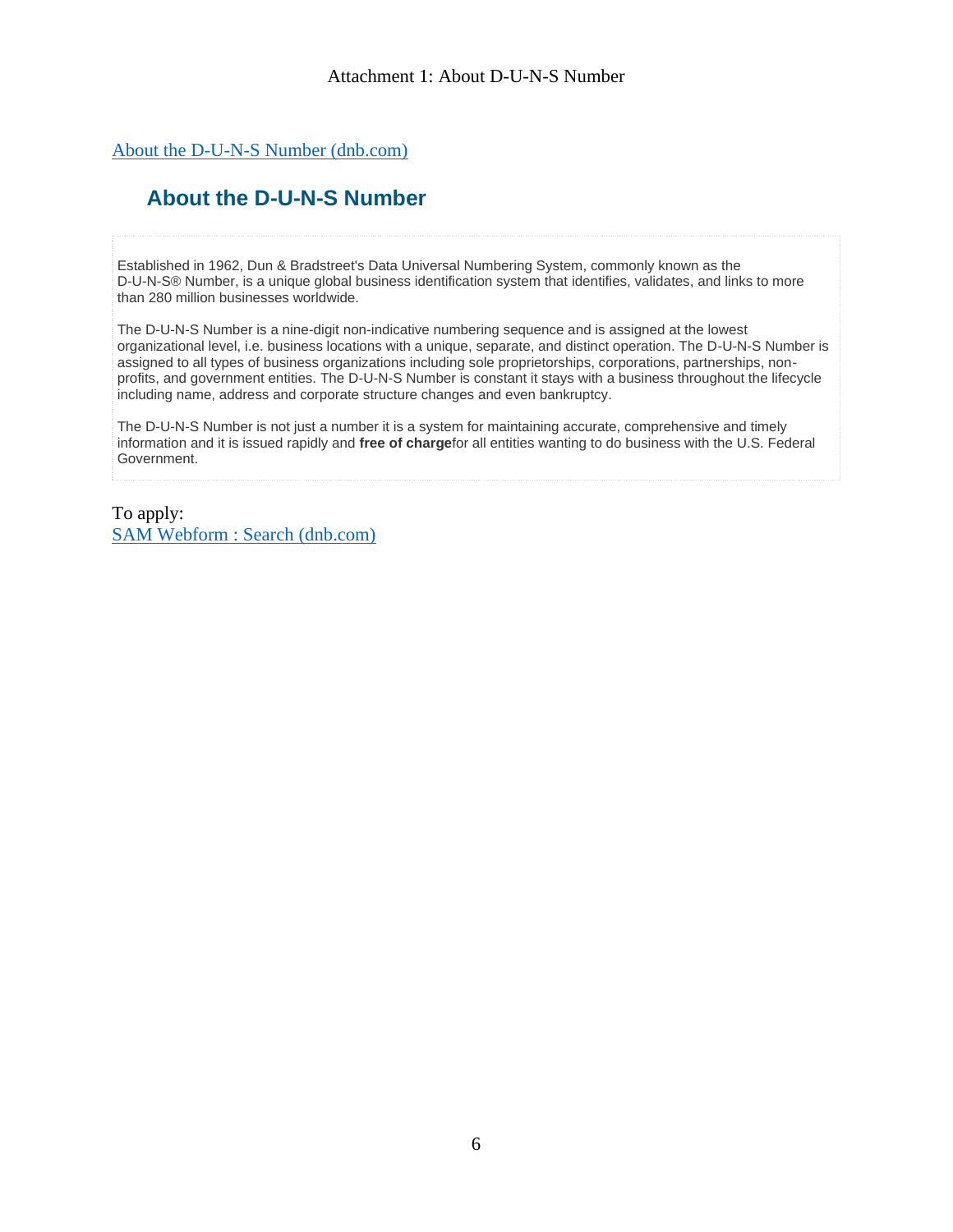Attachment 1: About D-U-N-S Number

About the D-U-N-S Number (dnb.com)

## About the D-U-N-S Number

Established in 1962, Dun & Bradstreet's Data Universal Numbering System, commonly known as the D-U-N-S® Number, is a unique global business identification system that identifies, validates, and links to more than 280 million businesses worldwide.

The D-U-N-S Number is a nine-digit non-indicative numbering sequence and is assigned at the lowest organizational level, i.e. business locations with a unique, separate, and distinct operation. The D-U-N-S Number is assigned to all types of business organizations including sole proprietorships, corporations, partnerships, non-profits, and government entities. The D-U-N-S Number is constant it stays with a business throughout the lifecycle including name, address and corporate structure changes and even bankruptcy.

The D-U-N-S Number is not just a number it is a system for maintaining accurate, comprehensive and timely information and it is issued rapidly and **free of charge**for all entities wanting to do business with the U.S. Federal Government.

To apply:
SAM Webform : Search (dnb.com)